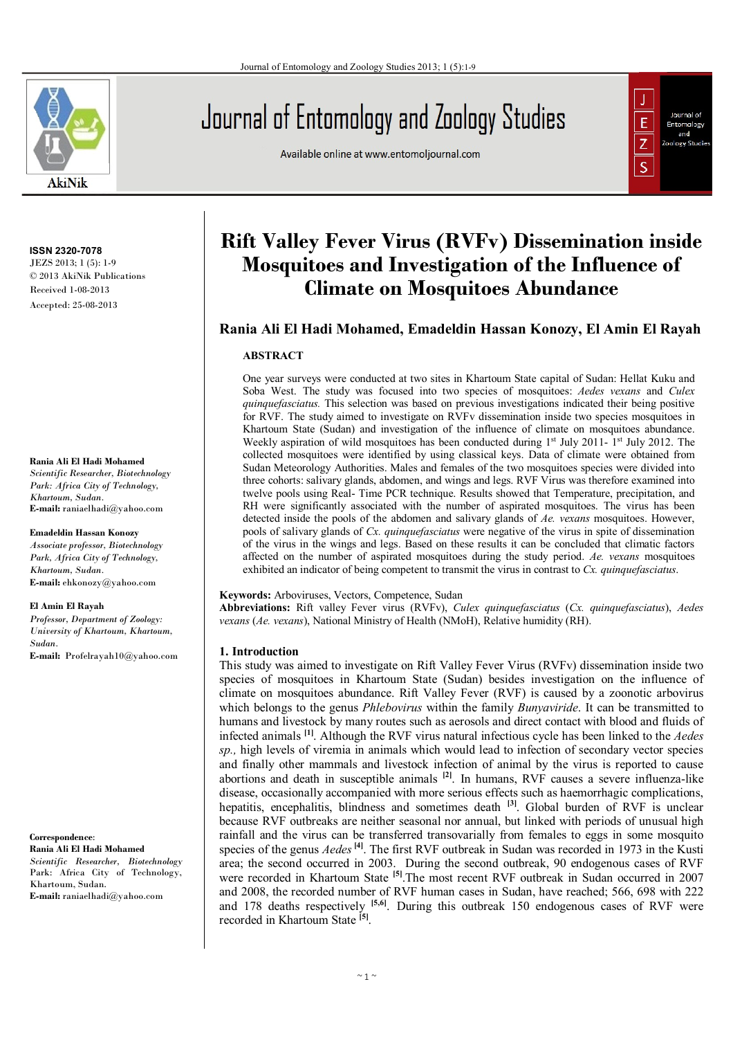ISSN 2320-7078
JEZS 2013; 1 (5): 1-9
© 2013 AkiNik Publications
Received 1-08-2013
Accepted: 25-08-2013

**Rania Ali El Hadi Mohamed**
*Scientific Researcher, Biotechnology Park: Africa City of Technology, Khartoum, Sudan.*
**E-mail:** raniaelhadi@yahoo.com

**Emadeldin Hassan Konozy**
*Associate professor, Biotechnology Park, Africa City of Technology, Khartoum, Sudan.*
**E-mail:** ehkonozy@yahoo.com

**El Amin El Rayah**
*Professor, Department of Zoology: University of Khartoum, Khartoum, Sudan.*
**E-mail:** Profelrayah10@yahoo.com

**Correspondence:**
**Rania Ali El Hadi Mohamed**
*Scientific Researcher, Biotechnology Park: Africa City of Technology, Khartoum, Sudan.*
**E-mail:** raniaelhadi@yahoo.com

# Rift Valley Fever Virus (RVFv) Dissemination inside Mosquitoes and Investigation of the Influence of Climate on Mosquitoes Abundance

**Rania Ali El Hadi Mohamed, Emadeldin Hassan Konozy, El Amin El Rayah**

## ABSTRACT

One year surveys were conducted at two sites in Khartoum State capital of Sudan: Hellat Kuku and Soba West. The study was focused into two species of mosquitoes: *Aedes vexans* and *Culex quinquefasciatus.* This selection was based on previous investigations indicated their being positive for RVF. The study aimed to investigate on RVFv dissemination inside two species mosquitoes in Khartoum State (Sudan) and investigation of the influence of climate on mosquitoes abundance. Weekly aspiration of wild mosquitoes has been conducted during 1st July 2011- 1st July 2012. The collected mosquitoes were identified by using classical keys. Data of climate were obtained from Sudan Meteorology Authorities. Males and females of the two mosquitoes species were divided into three cohorts: salivary glands, abdomen, and wings and legs. RVF Virus was therefore examined into twelve pools using Real- Time PCR technique. Results showed that Temperature, precipitation, and RH were significantly associated with the number of aspirated mosquitoes. The virus has been detected inside the pools of the abdomen and salivary glands of *Ae. vexans* mosquitoes. However, pools of salivary glands of *Cx. quinquefasciatus* were negative of the virus in spite of dissemination of the virus in the wings and legs. Based on these results it can be concluded that climatic factors affected on the number of aspirated mosquitoes during the study period. *Ae. vexans* mosquitoes exhibited an indicator of being competent to transmit the virus in contrast to *Cx. quinquefasciatus*.

**Keywords:** Arboviruses, Vectors, Competence, Sudan
**Abbreviations:** Rift valley Fever virus (RVFv), *Culex quinquefasciatus* (*Cx. quinquefasciatus*), *Aedes vexans* (*Ae. vexans*), National Ministry of Health (NMoH), Relative humidity (RH).

## 1. Introduction

This study was aimed to investigate on Rift Valley Fever Virus (RVFv) dissemination inside two species of mosquitoes in Khartoum State (Sudan) besides investigation on the influence of climate on mosquitoes abundance. Rift Valley Fever (RVF) is caused by a zoonotic arbovirus which belongs to the genus *Phlebovirus* within the family *Bunyaviride*. It can be transmitted to humans and livestock by many routes such as aerosols and direct contact with blood and fluids of infected animals [1]. Although the RVF virus natural infectious cycle has been linked to the *Aedes sp.,* high levels of viremia in animals which would lead to infection of secondary vector species and finally other mammals and livestock infection of animal by the virus is reported to cause abortions and death in susceptible animals [2]. In humans, RVF causes a severe influenza-like disease, occasionally accompanied with more serious effects such as haemorrhagic complications, hepatitis, encephalitis, blindness and sometimes death [3]. Global burden of RVF is unclear because RVF outbreaks are neither seasonal nor annual, but linked with periods of unusual high rainfall and the virus can be transferred transovarially from females to eggs in some mosquito species of the genus *Aedes* [4]. The first RVF outbreak in Sudan was recorded in 1973 in the Kusti area; the second occurred in 2003. During the second outbreak, 90 endogenous cases of RVF were recorded in Khartoum State [5].The most recent RVF outbreak in Sudan occurred in 2007 and 2008, the recorded number of RVF human cases in Sudan, have reached; 566, 698 with 222 and 178 deaths respectively [5,6]. During this outbreak 150 endogenous cases of RVF were recorded in Khartoum State [5].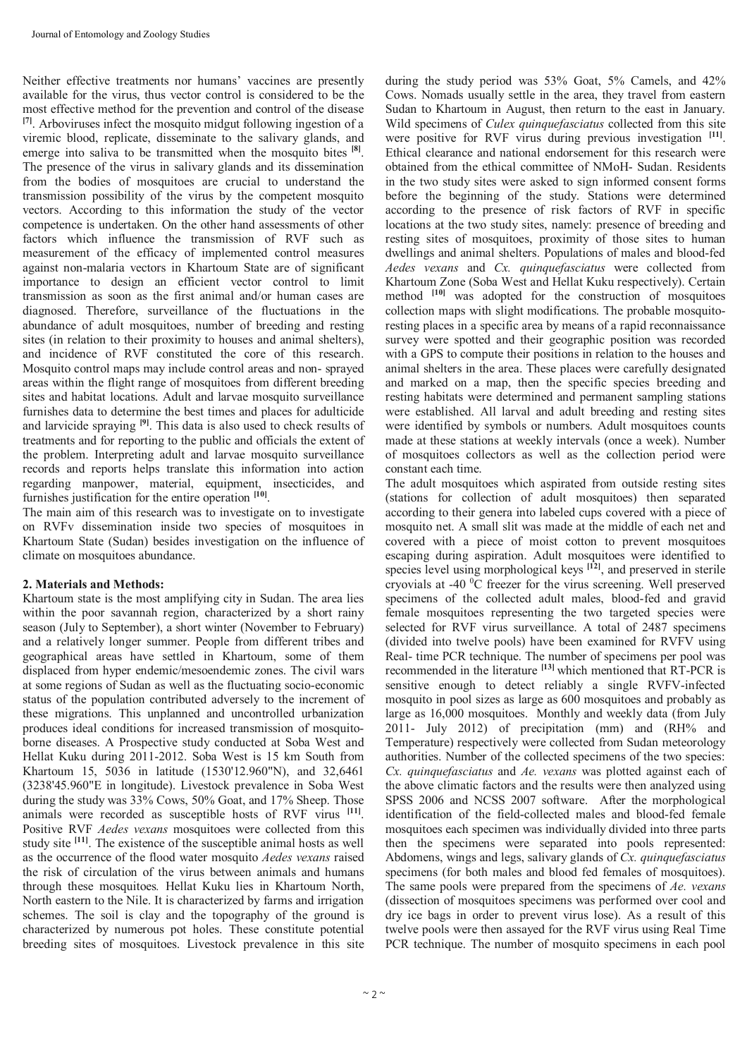Neither effective treatments nor humans' vaccines are presently available for the virus, thus vector control is considered to be the most effective method for the prevention and control of the disease [7]. Arboviruses infect the mosquito midgut following ingestion of a viremic blood, replicate, disseminate to the salivary glands, and emerge into saliva to be transmitted when the mosquito bites [8]. The presence of the virus in salivary glands and its dissemination from the bodies of mosquitoes are crucial to understand the transmission possibility of the virus by the competent mosquito vectors. According to this information the study of the vector competence is undertaken. On the other hand assessments of other factors which influence the transmission of RVF such as measurement of the efficacy of implemented control measures against non-malaria vectors in Khartoum State are of significant importance to design an efficient vector control to limit transmission as soon as the first animal and/or human cases are diagnosed. Therefore, surveillance of the fluctuations in the abundance of adult mosquitoes, number of breeding and resting sites (in relation to their proximity to houses and animal shelters), and incidence of RVF constituted the core of this research. Mosquito control maps may include control areas and non- sprayed areas within the flight range of mosquitoes from different breeding sites and habitat locations. Adult and larvae mosquito surveillance furnishes data to determine the best times and places for adulticide and larvicide spraying [9]. This data is also used to check results of treatments and for reporting to the public and officials the extent of the problem. Interpreting adult and larvae mosquito surveillance records and reports helps translate this information into action regarding manpower, material, equipment, insecticides, and furnishes justification for the entire operation [10].

The main aim of this research was to investigate on to investigate on RVFv dissemination inside two species of mosquitoes in Khartoum State (Sudan) besides investigation on the influence of climate on mosquitoes abundance.

## 2. Materials and Methods:

Khartoum state is the most amplifying city in Sudan. The area lies within the poor savannah region, characterized by a short rainy season (July to September), a short winter (November to February) and a relatively longer summer. People from different tribes and geographical areas have settled in Khartoum, some of them displaced from hyper endemic/mesoendemic zones. The civil wars at some regions of Sudan as well as the fluctuating socio-economic status of the population contributed adversely to the increment of these migrations. This unplanned and uncontrolled urbanization produces ideal conditions for increased transmission of mosquito-borne diseases. A Prospective study conducted at Soba West and Hellat Kuku during 2011-2012. Soba West is 15 km South from Khartoum 15, 5036 in latitude (1530'12.960"N), and 32,6461 (3238'45.960"E in longitude). Livestock prevalence in Soba West during the study was 33% Cows, 50% Goat, and 17% Sheep. Those animals were recorded as susceptible hosts of RVF virus [11]. Positive RVF *Aedes vexans* mosquitoes were collected from this study site [11]. The existence of the susceptible animal hosts as well as the occurrence of the flood water mosquito *Aedes vexans* raised the risk of circulation of the virus between animals and humans through these mosquitoes. Hellat Kuku lies in Khartoum North, North eastern to the Nile. It is characterized by farms and irrigation schemes. The soil is clay and the topography of the ground is characterized by numerous pot holes. These constitute potential breeding sites of mosquitoes. Livestock prevalence in this site during the study period was 53% Goat, 5% Camels, and 42% Cows. Nomads usually settle in the area, they travel from eastern Sudan to Khartoum in August, then return to the east in January. Wild specimens of *Culex quinquefasciatus* collected from this site were positive for RVF virus during previous investigation [11]. Ethical clearance and national endorsement for this research were obtained from the ethical committee of NMoH- Sudan. Residents in the two study sites were asked to sign informed consent forms before the beginning of the study. Stations were determined according to the presence of risk factors of RVF in specific locations at the two study sites, namely: presence of breeding and resting sites of mosquitoes, proximity of those sites to human dwellings and animal shelters. Populations of males and blood-fed *Aedes vexans* and *Cx. quinquefasciatus* were collected from Khartoum Zone (Soba West and Hellat Kuku respectively). Certain method [10] was adopted for the construction of mosquitoes collection maps with slight modifications. The probable mosquito-resting places in a specific area by means of a rapid reconnaissance survey were spotted and their geographic position was recorded with a GPS to compute their positions in relation to the houses and animal shelters in the area. These places were carefully designated and marked on a map, then the specific species breeding and resting habitats were determined and permanent sampling stations were established. All larval and adult breeding and resting sites were identified by symbols or numbers. Adult mosquitoes counts made at these stations at weekly intervals (once a week). Number of mosquitoes collectors as well as the collection period were constant each time.

The adult mosquitoes which aspirated from outside resting sites (stations for collection of adult mosquitoes) then separated according to their genera into labeled cups covered with a piece of mosquito net. A small slit was made at the middle of each net and covered with a piece of moist cotton to prevent mosquitoes escaping during aspiration. Adult mosquitoes were identified to species level using morphological keys [12], and preserved in sterile cryovials at -40 $^{0}$C freezer for the virus screening. Well preserved specimens of the collected adult males, blood-fed and gravid female mosquitoes representing the two targeted species were selected for RVF virus surveillance. A total of 2487 specimens (divided into twelve pools) have been examined for RVFV using Real- time PCR technique. The number of specimens per pool was recommended in the literature [13] which mentioned that RT-PCR is sensitive enough to detect reliably a single RVFV-infected mosquito in pool sizes as large as 600 mosquitoes and probably as large as 16,000 mosquitoes. Monthly and weekly data (from July 2011- July 2012) of precipitation (mm) and (RH% and Temperature) respectively were collected from Sudan meteorology authorities. Number of the collected specimens of the two species: *Cx. quinquefasciatus* and *Ae. vexans* was plotted against each of the above climatic factors and the results were then analyzed using SPSS 2006 and NCSS 2007 software. After the morphological identification of the field-collected males and blood-fed female mosquitoes each specimen was individually divided into three parts then the specimens were separated into pools represented: Abdomens, wings and legs, salivary glands of *Cx. quinquefasciatus* specimens (for both males and blood fed females of mosquitoes). The same pools were prepared from the specimens of *Ae. vexans* (dissection of mosquitoes specimens was performed over cool and dry ice bags in order to prevent virus lose). As a result of this twelve pools were then assayed for the RVF virus using Real Time PCR technique. The number of mosquito specimens in each pool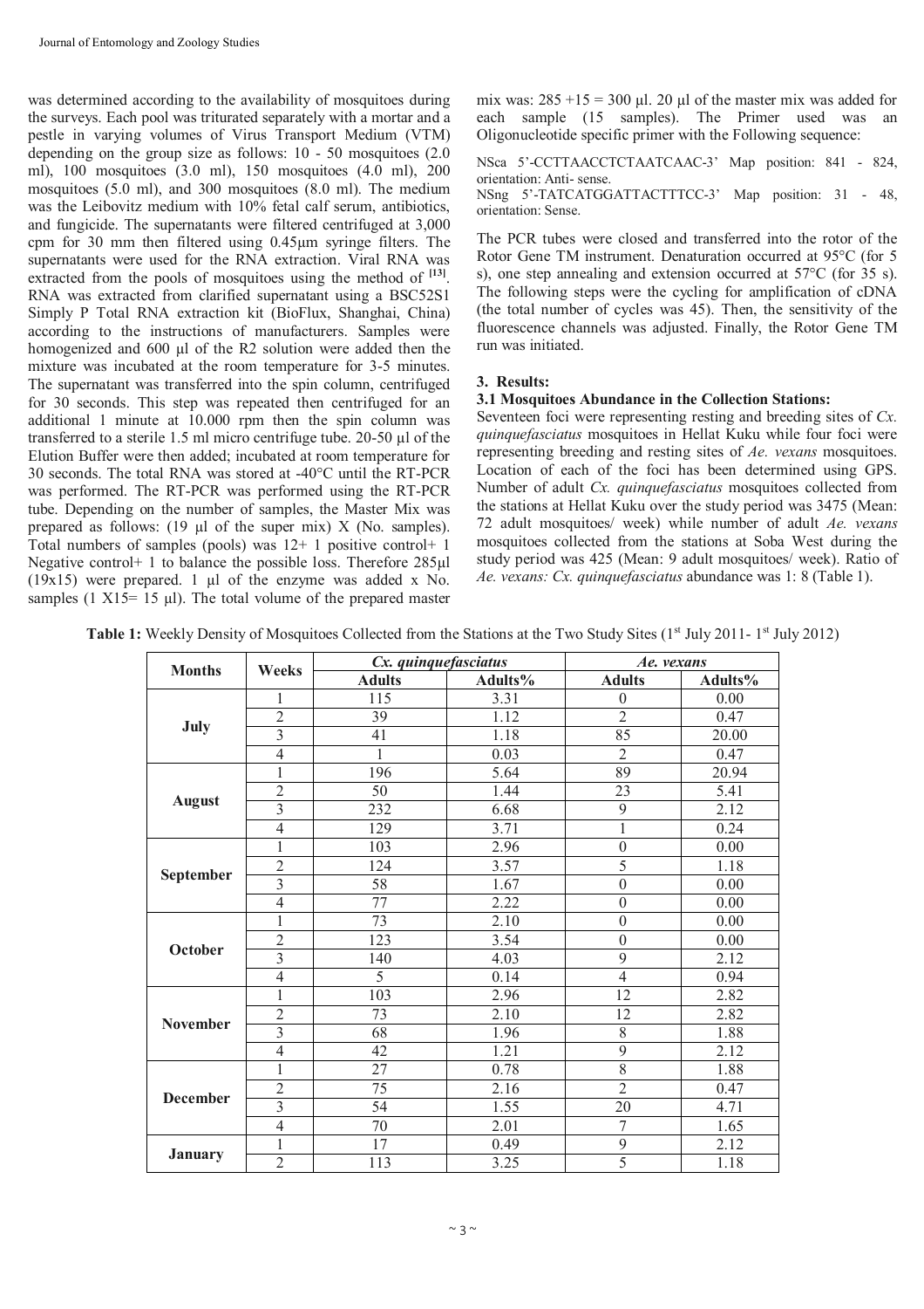was determined according to the availability of mosquitoes during the surveys. Each pool was triturated separately with a mortar and a pestle in varying volumes of Virus Transport Medium (VTM) depending on the group size as follows: 10 - 50 mosquitoes (2.0 ml), 100 mosquitoes (3.0 ml), 150 mosquitoes (4.0 ml), 200 mosquitoes (5.0 ml), and 300 mosquitoes (8.0 ml). The medium was the Leibovitz medium with 10% fetal calf serum, antibiotics, and fungicide. The supernatants were filtered centrifuged at 3,000 cpm for 30 mm then filtered using 0.45µm syringe filters. The supernatants were used for the RNA extraction. Viral RNA was extracted from the pools of mosquitoes using the method of [13]. RNA was extracted from clarified supernatant using a BSC52S1 Simply P Total RNA extraction kit (BioFlux, Shanghai, China) according to the instructions of manufacturers. Samples were homogenized and 600 µl of the R2 solution were added then the mixture was incubated at the room temperature for 3-5 minutes. The supernatant was transferred into the spin column, centrifuged for 30 seconds. This step was repeated then centrifuged for an additional 1 minute at 10.000 rpm then the spin column was transferred to a sterile 1.5 ml micro centrifuge tube. 20-50 µl of the Elution Buffer were then added; incubated at room temperature for 30 seconds. The total RNA was stored at -40°C until the RT-PCR was performed. The RT-PCR was performed using the RT-PCR tube. Depending on the number of samples, the Master Mix was prepared as follows: (19 µl of the super mix) X (No. samples). Total numbers of samples (pools) was 12+ 1 positive control+ 1 Negative control+ 1 to balance the possible loss. Therefore 285µl (19x15) were prepared. 1 µl of the enzyme was added x No. samples (1 X15= 15 µl). The total volume of the prepared master mix was: 285 +15 = 300 µl. 20 µl of the master mix was added for each sample (15 samples). The Primer used was an Oligonucleotide specific primer with the Following sequence:

NSca 5'-CCTTAACCTCTAATCAAC-3' Map position: 841 - 824, orientation: Anti- sense.
NSng 5'-TATCATGGATTACTTTCC-3' Map position: 31 - 48, orientation: Sense.

The PCR tubes were closed and transferred into the rotor of the Rotor Gene TM instrument. Denaturation occurred at 95°C (for 5 s), one step annealing and extension occurred at 57°C (for 35 s). The following steps were the cycling for amplification of cDNA (the total number of cycles was 45). Then, the sensitivity of the fluorescence channels was adjusted. Finally, the Rotor Gene TM run was initiated.

## 3. Results:

### 3.1 Mosquitoes Abundance in the Collection Stations:

Seventeen foci were representing resting and breeding sites of *Cx. quinquefasciatus* mosquitoes in Hellat Kuku while four foci were representing breeding and resting sites of *Ae. vexans* mosquitoes. Location of each of the foci has been determined using GPS. Number of adult *Cx. quinquefasciatus* mosquitoes collected from the stations at Hellat Kuku over the study period was 3475 (Mean: 72 adult mosquitoes/ week) while number of adult *Ae. vexans* mosquitoes collected from the stations at Soba West during the study period was 425 (Mean: 9 adult mosquitoes/ week). Ratio of *Ae. vexans: Cx. quinquefasciatus* abundance was 1: 8 (Table 1).

**Table 1:** Weekly Density of Mosquitoes Collected from the Stations at the Two Study Sites (1st July 2011- 1st July 2012)

| Months | Weeks | *Cx. quinquefasciatus* | | *Ae. vexans* | |
|---|---|---|---|---|---|
| | | Adults | Adults% | Adults | Adults% |
| July | 1 | 115 | 3.31 | 0 | 0.00 |
| | 2 | 39 | 1.12 | 2 | 0.47 |
| | 3 | 41 | 1.18 | 85 | 20.00 |
| | 4 | 1 | 0.03 | 2 | 0.47 |
| August | 1 | 196 | 5.64 | 89 | 20.94 |
| | 2 | 50 | 1.44 | 23 | 5.41 |
| | 3 | 232 | 6.68 | 9 | 2.12 |
| | 4 | 129 | 3.71 | 1 | 0.24 |
| September | 1 | 103 | 2.96 | 0 | 0.00 |
| | 2 | 124 | 3.57 | 5 | 1.18 |
| | 3 | 58 | 1.67 | 0 | 0.00 |
| | 4 | 77 | 2.22 | 0 | 0.00 |
| October | 1 | 73 | 2.10 | 0 | 0.00 |
| | 2 | 123 | 3.54 | 0 | 0.00 |
| | 3 | 140 | 4.03 | 9 | 2.12 |
| | 4 | 5 | 0.14 | 4 | 0.94 |
| November | 1 | 103 | 2.96 | 12 | 2.82 |
| | 2 | 73 | 2.10 | 12 | 2.82 |
| | 3 | 68 | 1.96 | 8 | 1.88 |
| | 4 | 42 | 1.21 | 9 | 2.12 |
| December | 1 | 27 | 0.78 | 8 | 1.88 |
| | 2 | 75 | 2.16 | 2 | 0.47 |
| | 3 | 54 | 1.55 | 20 | 4.71 |
| | 4 | 70 | 2.01 | 7 | 1.65 |
| January | 1 | 17 | 0.49 | 9 | 2.12 |
| | 2 | 113 | 3.25 | 5 | 1.18 |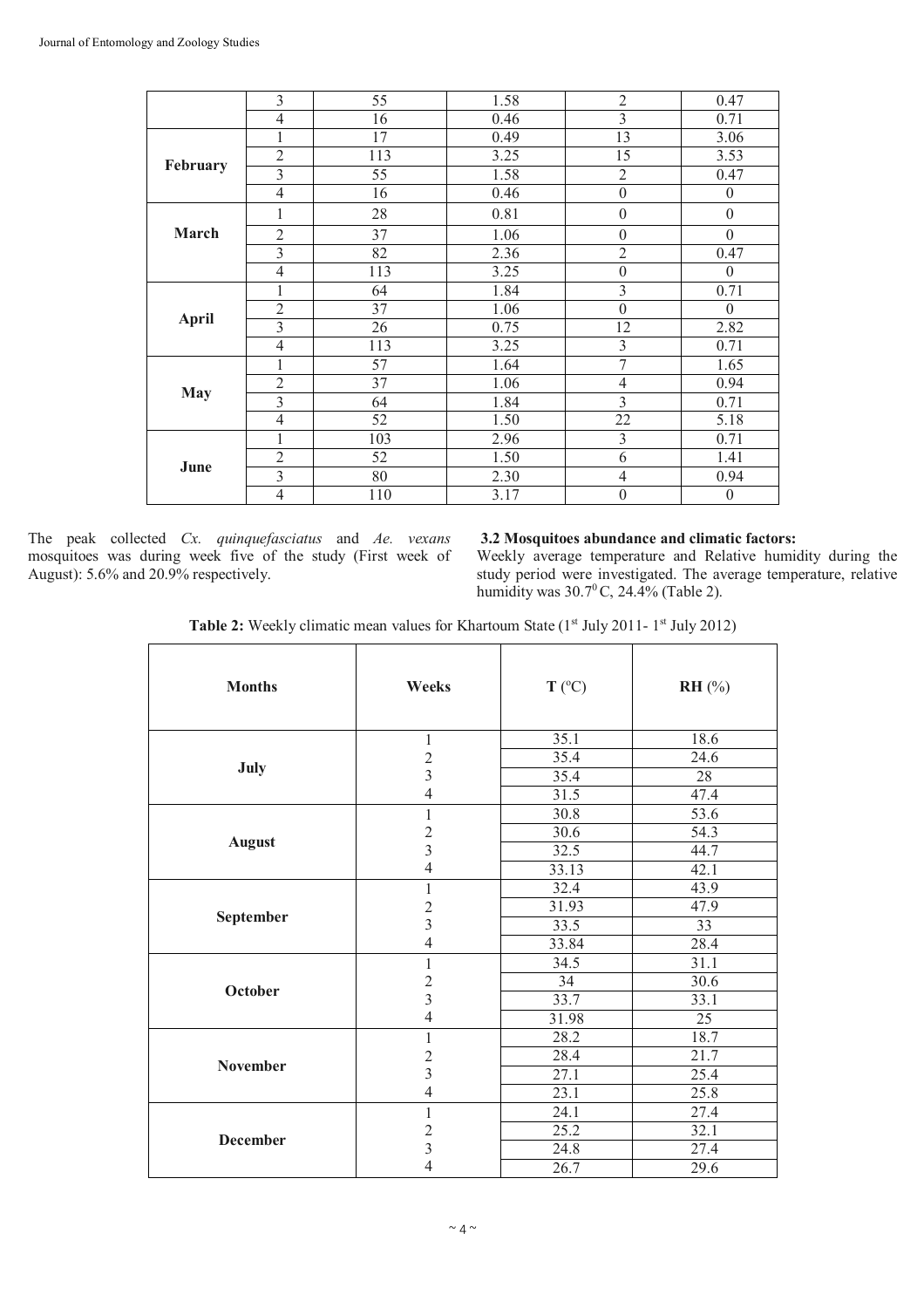|  | 3 | 55 | 1.58 | 2 | 0.47 |
|---|---|---|---|---|---|
|  | 4 | 16 | 0.46 | 3 | 0.71 |
| **February** | 1 | 17 | 0.49 | 13 | 3.06 |
|  | 2 | 113 | 3.25 | 15 | 3.53 |
|  | 3 | 55 | 1.58 | 2 | 0.47 |
|  | 4 | 16 | 0.46 | 0 | 0 |
| **March** | 1 | 28 | 0.81 | 0 | 0 |
|  | 2 | 37 | 1.06 | 0 | 0 |
|  | 3 | 82 | 2.36 | 2 | 0.47 |
|  | 4 | 113 | 3.25 | 0 | 0 |
| **April** | 1 | 64 | 1.84 | 3 | 0.71 |
|  | 2 | 37 | 1.06 | 0 | 0 |
|  | 3 | 26 | 0.75 | 12 | 2.82 |
|  | 4 | 113 | 3.25 | 3 | 0.71 |
| **May** | 1 | 57 | 1.64 | 7 | 1.65 |
|  | 2 | 37 | 1.06 | 4 | 0.94 |
|  | 3 | 64 | 1.84 | 3 | 0.71 |
|  | 4 | 52 | 1.50 | 22 | 5.18 |
| **June** | 1 | 103 | 2.96 | 3 | 0.71 |
|  | 2 | 52 | 1.50 | 6 | 1.41 |
|  | 3 | 80 | 2.30 | 4 | 0.94 |
|  | 4 | 110 | 3.17 | 0 | 0 |

The peak collected *Cx. quinquefasciatus* and *Ae. vexans* mosquitoes was during week five of the study (First week of August): 5.6% and 20.9% respectively.

### 3.2 Mosquitoes abundance and climatic factors:

Weekly average temperature and Relative humidity during the study period were investigated. The average temperature, relative humidity was 30.7$^0$C, 24.4% (Table 2).

**Table 2:** Weekly climatic mean values for Khartoum State (1st July 2011- 1st July 2012)

| **Months** | **Weeks** | **T** (°C) | **RH** (%) |
|---|---|---|---|
| **July** | 1 | 35.1 | 18.6 |
|  | 2 | 35.4 | 24.6 |
|  | 3 | 35.4 | 28 |
|  | 4 | 31.5 | 47.4 |
| **August** | 1 | 30.8 | 53.6 |
|  | 2 | 30.6 | 54.3 |
|  | 3 | 32.5 | 44.7 |
|  | 4 | 33.13 | 42.1 |
| **September** | 1 | 32.4 | 43.9 |
|  | 2 | 31.93 | 47.9 |
|  | 3 | 33.5 | 33 |
|  | 4 | 33.84 | 28.4 |
| **October** | 1 | 34.5 | 31.1 |
|  | 2 | 34 | 30.6 |
|  | 3 | 33.7 | 33.1 |
|  | 4 | 31.98 | 25 |
| **November** | 1 | 28.2 | 18.7 |
|  | 2 | 28.4 | 21.7 |
|  | 3 | 27.1 | 25.4 |
|  | 4 | 23.1 | 25.8 |
| **December** | 1 | 24.1 | 27.4 |
|  | 2 | 25.2 | 32.1 |
|  | 3 | 24.8 | 27.4 |
|  | 4 | 26.7 | 29.6 |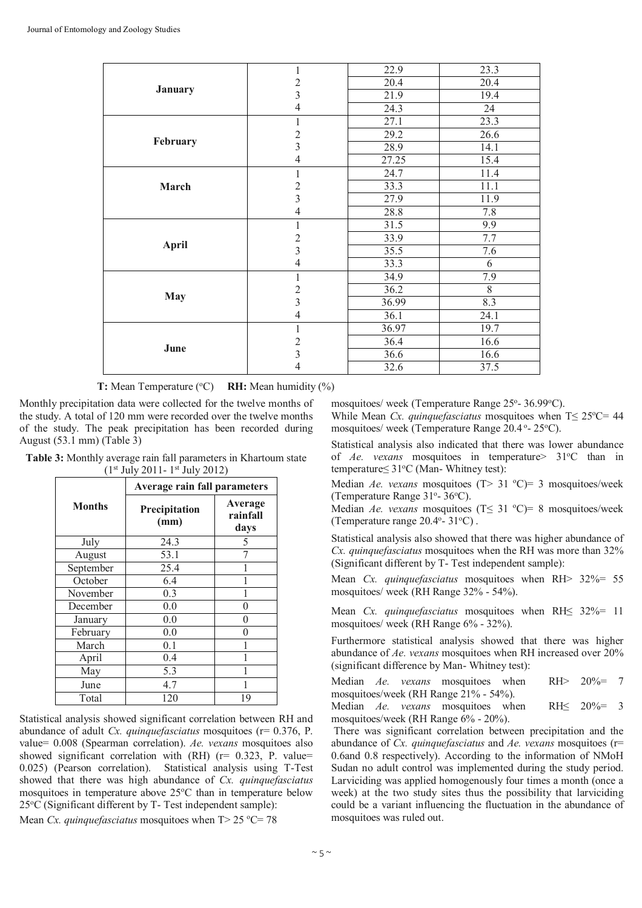| | | | |
|---|---|---|---|
| **January** | 1 | 22.9 | 23.3 |
| | 2 | 20.4 | 20.4 |
| | 3 | 21.9 | 19.4 |
| | 4 | 24.3 | 24 |
| **February** | 1 | 27.1 | 23.3 |
| | 2 | 29.2 | 26.6 |
| | 3 | 28.9 | 14.1 |
| | 4 | 27.25 | 15.4 |
| **March** | 1 | 24.7 | 11.4 |
| | 2 | 33.3 | 11.1 |
| | 3 | 27.9 | 11.9 |
| | 4 | 28.8 | 7.8 |
| **April** | 1 | 31.5 | 9.9 |
| | 2 | 33.9 | 7.7 |
| | 3 | 35.5 | 7.6 |
| | 4 | 33.3 | 6 |
| **May** | 1 | 34.9 | 7.9 |
| | 2 | 36.2 | 8 |
| | 3 | 36.99 | 8.3 |
| | 4 | 36.1 | 24.1 |
| **June** | 1 | 36.97 | 19.7 |
| | 2 | 36.4 | 16.6 |
| | 3 | 36.6 | 16.6 |
| | 4 | 32.6 | 37.5 |

**T:** Mean Temperature (°C) **RH:** Mean humidity (%)

Monthly precipitation data were collected for the twelve months of the study. A total of 120 mm were recorded over the twelve months of the study. The peak precipitation has been recorded during August (53.1 mm) (Table 3)

**Table 3:** Monthly average rain fall parameters in Khartoum state (1st July 2011- 1st July 2012)

| Months | Average rain fall parameters | |
|---|---|---|
| | Precipitation (mm) | Average rainfall days |
| July | 24.3 | 5 |
| August | 53.1 | 7 |
| September | 25.4 | 1 |
| October | 6.4 | 1 |
| November | 0.3 | 1 |
| December | 0.0 | 0 |
| January | 0.0 | 0 |
| February | 0.0 | 0 |
| March | 0.1 | 1 |
| April | 0.4 | 1 |
| May | 5.3 | 1 |
| June | 4.7 | 1 |
| Total | 120 | 19 |

Statistical analysis showed significant correlation between RH and abundance of adult *Cx. quinquefasciatus* mosquitoes (r= 0.376, P. value= 0.008 (Spearman correlation). *Ae. vexans* mosquitoes also showed significant correlation with (RH) (r= 0.323, P. value= 0.025) (Pearson correlation). Statistical analysis using T-Test showed that there was high abundance of *Cx. quinquefasciatus* mosquitoes in temperature above 25°C than in temperature below 25°C (Significant different by T- Test independent sample):

Mean *Cx. quinquefasciatus* mosquitoes when T> 25 °C= 78 mosquitoes/ week (Temperature Range 25°- 36.99°C).

While Mean *Cx. quinquefasciatus* mosquitoes when T≤ 25°C= 44 mosquitoes/ week (Temperature Range 20.4°- 25°C).

Statistical analysis also indicated that there was lower abundance of *Ae. vexans* mosquitoes in temperature> 31°C than in temperature≤ 31°C (Man- Whitney test):

Median *Ae. vexans* mosquitoes (T> 31 °C)= 3 mosquitoes/week (Temperature Range 31°- 36°C).

Median *Ae. vexans* mosquitoes (T≤ 31 °C)= 8 mosquitoes/week (Temperature range 20.4°- 31°C) .

Statistical analysis also showed that there was higher abundance of *Cx. quinquefasciatus* mosquitoes when the RH was more than 32% (Significant different by T- Test independent sample):

Mean *Cx. quinquefasciatus* mosquitoes when RH> 32%= 55 mosquitoes/ week (RH Range 32% - 54%).

Mean *Cx. quinquefasciatus* mosquitoes when RH≤ 32%= 11 mosquitoes/ week (RH Range 6% - 32%).

Furthermore statistical analysis showed that there was higher abundance of *Ae. vexans* mosquitoes when RH increased over 20% (significant difference by Man- Whitney test):

Median *Ae. vexans* mosquitoes when RH> 20%= 7 mosquitoes/week (RH Range 21% - 54%).

Median *Ae. vexans* mosquitoes when RH≤ 20%= 3 mosquitoes/week (RH Range 6% - 20%).

There was significant correlation between precipitation and the abundance of *Cx. quinquefasciatus* and *Ae. vexans* mosquitoes (r= 0.6and 0.8 respectively). According to the information of NMoH Sudan no adult control was implemented during the study period. Larviciding was applied homogenously four times a month (once a week) at the two study sites thus the possibility that larviciding could be a variant influencing the fluctuation in the abundance of mosquitoes was ruled out.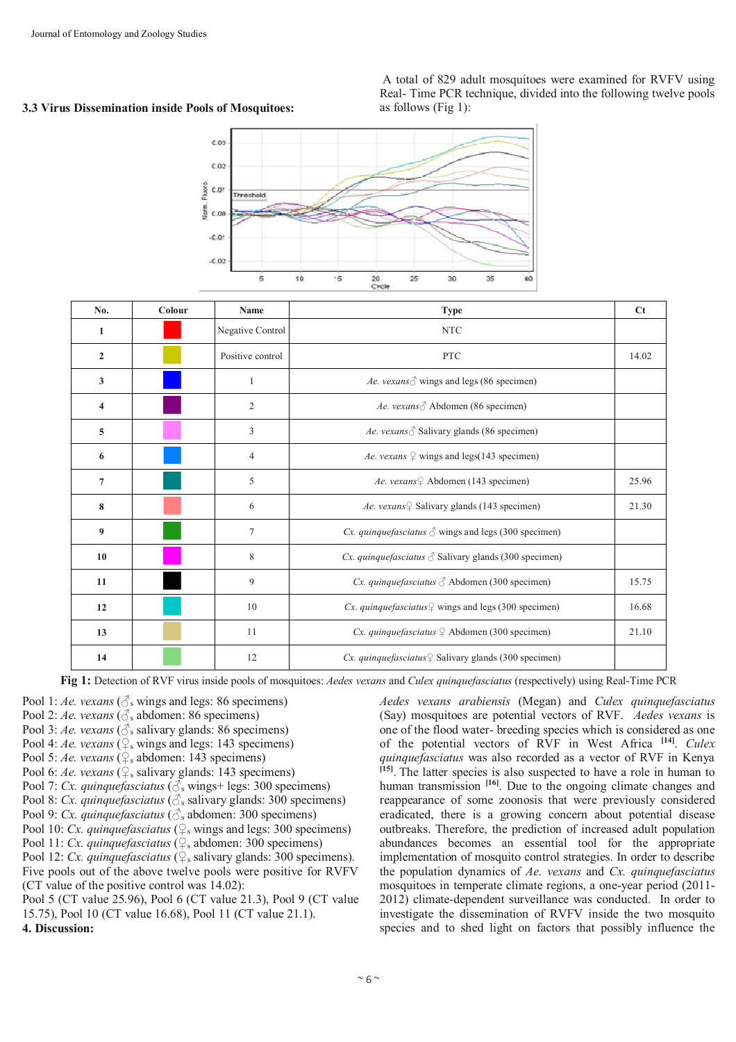### 3.3 Virus Dissemination inside Pools of Mosquitoes:

A total of 829 adult mosquitoes were examined for RVFV using Real- Time PCR technique, divided into the following twelve pools as follows (Fig 1):

| No. | Colour | Name | Type | Ct |
|---|---|---|---|---|
| 1 | | Negative Control | NTC | |
| 2 | | Positive control | PTC | 14.02 |
| 3 | | 1 | *Ae. vexans*♂ wings and legs (86 specimen) | |
| 4 | | 2 | *Ae. vexans*♂ Abdomen (86 specimen) | |
| 5 | | 3 | *Ae. vexans*♂ Salivary glands (86 specimen) | |
| 6 | | 4 | *Ae. vexans* ♀ wings and legs(143 specimen) | |
| 7 | | 5 | *Ae. vexans*♀ Abdomen (143 specimen) | 25.96 |
| 8 | | 6 | *Ae. vexans*♀ Salivary glands (143 specimen) | 21.30 |
| 9 | | 7 | *Cx. quinquefasciatus* ♂ wings and legs (300 specimen) | |
| 10 | | 8 | *Cx. quinquefasciatus* ♂ Salivary glands (300 specimen) | |
| 11 | | 9 | *Cx. quinquefasciatus* ♂ Abdomen (300 specimen) | 15.75 |
| 12 | | 10 | *Cx. quinquefasciatus*♀ wings and legs (300 specimen) | 16.68 |
| 13 | | 11 | *Cx. quinquefasciatus* ♀ Abdomen (300 specimen) | 21.10 |
| 14 | | 12 | *Cx. quinquefasciatus*♀ Salivary glands (300 specimen) | |

**Fig 1:** Detection of RVF virus inside pools of mosquitoes: *Aedes vexans* and *Culex quinquefasciatus* (respectively) using Real-Time PCR

Pool 1: *Ae. vexans* (♂s wings and legs: 86 specimens)
Pool 2: *Ae. vexans* (♂s abdomen: 86 specimens)
Pool 3: *Ae. vexans* (♂s salivary glands: 86 specimens)
Pool 4: *Ae. vexans* (♀s wings and legs: 143 specimens)
Pool 5: *Ae. vexans* (♀s abdomen: 143 specimens)
Pool 6: *Ae. vexans* (♀s salivary glands: 143 specimens)
Pool 7: *Cx. quinquefasciatus* (♂s wings+ legs: 300 specimens)
Pool 8: *Cx. quinquefasciatus* (♂s salivary glands: 300 specimens)
Pool 9: *Cx. quinquefasciatus* (♂s abdomen: 300 specimens)
Pool 10: *Cx. quinquefasciatus* (♀s wings and legs: 300 specimens)
Pool 11: *Cx. quinquefasciatus* (♀s abdomen: 300 specimens)
Pool 12: *Cx. quinquefasciatus* (♀s salivary glands: 300 specimens).

Five pools out of the above twelve pools were positive for RVFV (CT value of the positive control was 14.02):
Pool 5 (CT value 25.96), Pool 6 (CT value 21.3), Pool 9 (CT value 15.75), Pool 10 (CT value 16.68), Pool 11 (CT value 21.1).

## 4. Discussion:

*Aedes vexans arabiensis* (Megan) and *Culex quinquefasciatus* (Say) mosquitoes are potential vectors of RVF. *Aedes vexans* is one of the flood water- breeding species which is considered as one of the potential vectors of RVF in West Africa [14]. *Culex quinquefasciatus* was also recorded as a vector of RVF in Kenya [15]. The latter species is also suspected to have a role in human to human transmission [16]. Due to the ongoing climate changes and reappearance of some zoonosis that were previously considered eradicated, there is a growing concern about potential disease outbreaks. Therefore, the prediction of increased adult population abundances becomes an essential tool for the appropriate implementation of mosquito control strategies. In order to describe the population dynamics of *Ae. vexans* and *Cx. quinquefasciatus* mosquitoes in temperate climate regions, a one-year period (2011-2012) climate-dependent surveillance was conducted. In order to investigate the dissemination of RVFV inside the two mosquito species and to shed light on factors that possibly influence the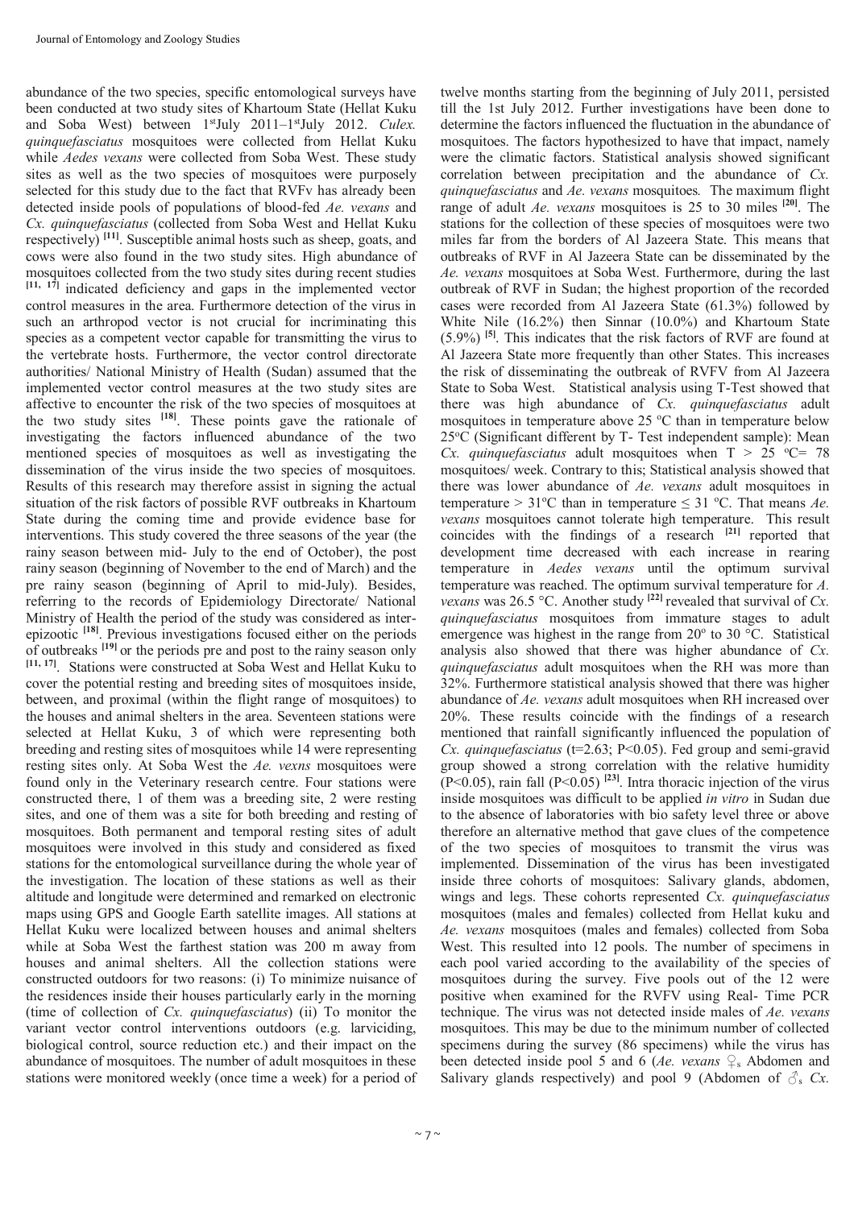abundance of the two species, specific entomological surveys have been conducted at two study sites of Khartoum State (Hellat Kuku and Soba West) between 1stJuly 2011–1stJuly 2012. *Culex. quinquefasciatus* mosquitoes were collected from Hellat Kuku while *Aedes vexans* were collected from Soba West. These study sites as well as the two species of mosquitoes were purposely selected for this study due to the fact that RVFv has already been detected inside pools of populations of blood-fed *Ae. vexans* and *Cx. quinquefasciatus* (collected from Soba West and Hellat Kuku respectively) [11]. Susceptible animal hosts such as sheep, goats, and cows were also found in the two study sites. High abundance of mosquitoes collected from the two study sites during recent studies [11, 17] indicated deficiency and gaps in the implemented vector control measures in the area. Furthermore detection of the virus in such an arthropod vector is not crucial for incriminating this species as a competent vector capable for transmitting the virus to the vertebrate hosts. Furthermore, the vector control directorate authorities/ National Ministry of Health (Sudan) assumed that the implemented vector control measures at the two study sites are affective to encounter the risk of the two species of mosquitoes at the two study sites [18]. These points gave the rationale of investigating the factors influenced abundance of the two mentioned species of mosquitoes as well as investigating the dissemination of the virus inside the two species of mosquitoes. Results of this research may therefore assist in signing the actual situation of the risk factors of possible RVF outbreaks in Khartoum State during the coming time and provide evidence base for interventions. This study covered the three seasons of the year (the rainy season between mid- July to the end of October), the post rainy season (beginning of November to the end of March) and the pre rainy season (beginning of April to mid-July). Besides, referring to the records of Epidemiology Directorate/ National Ministry of Health the period of the study was considered as inter-epizootic [18]. Previous investigations focused either on the periods of outbreaks [19] or the periods pre and post to the rainy season only [11, 17]. Stations were constructed at Soba West and Hellat Kuku to cover the potential resting and breeding sites of mosquitoes inside, between, and proximal (within the flight range of mosquitoes) to the houses and animal shelters in the area. Seventeen stations were selected at Hellat Kuku, 3 of which were representing both breeding and resting sites of mosquitoes while 14 were representing resting sites only. At Soba West the *Ae. vexns* mosquitoes were found only in the Veterinary research centre. Four stations were constructed there, 1 of them was a breeding site, 2 were resting sites, and one of them was a site for both breeding and resting of mosquitoes. Both permanent and temporal resting sites of adult mosquitoes were involved in this study and considered as fixed stations for the entomological surveillance during the whole year of the investigation. The location of these stations as well as their altitude and longitude were determined and remarked on electronic maps using GPS and Google Earth satellite images. All stations at Hellat Kuku were localized between houses and animal shelters while at Soba West the farthest station was 200 m away from houses and animal shelters. All the collection stations were constructed outdoors for two reasons: (i) To minimize nuisance of the residences inside their houses particularly early in the morning (time of collection of *Cx. quinquefasciatus*) (ii) To monitor the variant vector control interventions outdoors (e.g. larviciding, biological control, source reduction etc.) and their impact on the abundance of mosquitoes. The number of adult mosquitoes in these stations were monitored weekly (once time a week) for a period of twelve months starting from the beginning of July 2011, persisted till the 1st July 2012. Further investigations have been done to determine the factors influenced the fluctuation in the abundance of mosquitoes. The factors hypothesized to have that impact, namely were the climatic factors. Statistical analysis showed significant correlation between precipitation and the abundance of *Cx. quinquefasciatus* and *Ae. vexans* mosquitoes. The maximum flight range of adult *Ae. vexans* mosquitoes is 25 to 30 miles [20]. The stations for the collection of these species of mosquitoes were two miles far from the borders of Al Jazeera State. This means that outbreaks of RVF in Al Jazeera State can be disseminated by the *Ae. vexans* mosquitoes at Soba West. Furthermore, during the last outbreak of RVF in Sudan; the highest proportion of the recorded cases were recorded from Al Jazeera State (61.3%) followed by White Nile (16.2%) then Sinnar (10.0%) and Khartoum State (5.9%) [5]. This indicates that the risk factors of RVF are found at Al Jazeera State more frequently than other States. This increases the risk of disseminating the outbreak of RVFV from Al Jazeera State to Soba West. Statistical analysis using T-Test showed that there was high abundance of *Cx. quinquefasciatus* adult mosquitoes in temperature above 25 °C than in temperature below 25°C (Significant different by T- Test independent sample): Mean *Cx. quinquefasciatus* adult mosquitoes when $T > 25$ °C= 78 mosquitoes/ week. Contrary to this; Statistical analysis showed that there was lower abundance of *Ae. vexans* adult mosquitoes in temperature > 31°C than in temperature ≤ 31 °C. That means *Ae. vexans* mosquitoes cannot tolerate high temperature. This result coincides with the findings of a research [21] reported that development time decreased with each increase in rearing temperature in *Aedes vexans* until the optimum survival temperature was reached. The optimum survival temperature for *A. vexans* was 26.5 °C. Another study [22] revealed that survival of *Cx. quinquefasciatus* mosquitoes from immature stages to adult emergence was highest in the range from 20° to 30 °C. Statistical analysis also showed that there was higher abundance of *Cx. quinquefasciatus* adult mosquitoes when the RH was more than 32%. Furthermore statistical analysis showed that there was higher abundance of *Ae. vexans* adult mosquitoes when RH increased over 20%. These results coincide with the findings of a research mentioned that rainfall significantly influenced the population of *Cx. quinquefasciatus* ($t=2.63$; $P<0.05$). Fed group and semi-gravid group showed a strong correlation with the relative humidity ($P<0.05$), rain fall ($P<0.05$) [23]. Intra thoracic injection of the virus inside mosquitoes was difficult to be applied *in vitro* in Sudan due to the absence of laboratories with bio safety level three or above therefore an alternative method that gave clues of the competence of the two species of mosquitoes to transmit the virus was implemented. Dissemination of the virus has been investigated inside three cohorts of mosquitoes: Salivary glands, abdomen, wings and legs. These cohorts represented *Cx. quinquefasciatus* mosquitoes (males and females) collected from Hellat kuku and *Ae. vexans* mosquitoes (males and females) collected from Soba West. This resulted into 12 pools. The number of specimens in each pool varied according to the availability of the species of mosquitoes during the survey. Five pools out of the 12 were positive when examined for the RVFV using Real- Time PCR technique. The virus was not detected inside males of *Ae. vexans* mosquitoes. This may be due to the minimum number of collected specimens during the survey (86 specimens) while the virus has been detected inside pool 5 and 6 (*Ae. vexans* ♀s Abdomen and Salivary glands respectively) and pool 9 (Abdomen of ♂s *Cx.*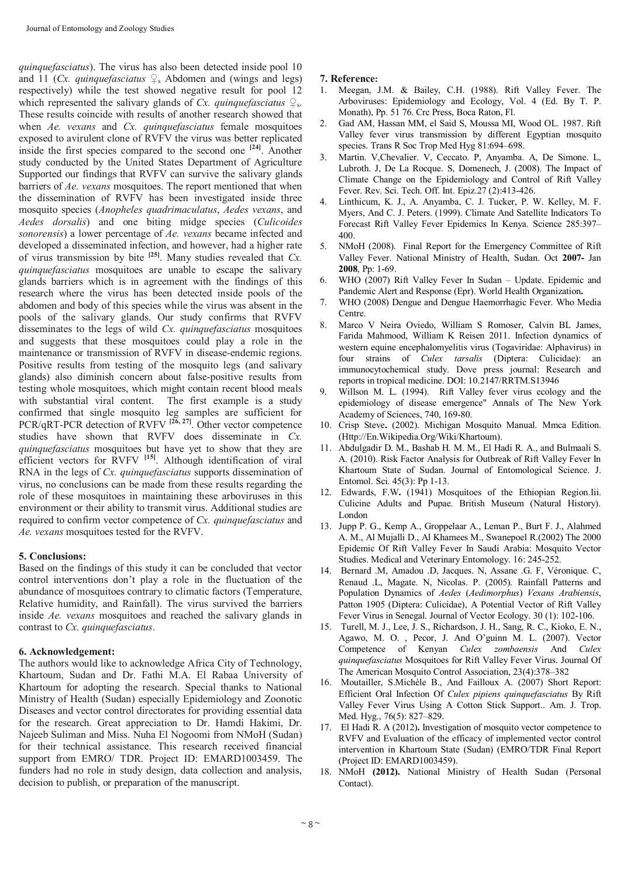*quinquefasciatus*). The virus has also been detected inside pool 10 and 11 (*Cx. quinquefasciatus* ♀s Abdomen and (wings and legs) respectively) while the test showed negative result for pool 12 which represented the salivary glands of *Cx. quinquefasciatus* ♀s. These results coincide with results of another research showed that when *Ae. vexans* and *Cx. quinquefasciatus* female mosquitoes exposed to avirulent clone of RVFV the virus was better replicated inside the first species compared to the second one [24]. Another study conducted by the United States Department of Agriculture Supported our findings that RVFV can survive the salivary glands barriers of *Ae. vexans* mosquitoes. The report mentioned that when the dissemination of RVFV has been investigated inside three mosquito species (*Anopheles quadrimaculatus*, *Aedes vexans*, and *Aedes dorsalis*) and one biting midge species (*Culicoides sonorensis*) a lower percentage of *Ae. vexans* became infected and developed a disseminated infection, and however, had a higher rate of virus transmission by bite [25]. Many studies revealed that *Cx. quinquefasciatus* mosquitoes are unable to escape the salivary glands barriers which is in agreement with the findings of this research where the virus has been detected inside pools of the abdomen and body of this species while the virus was absent in the pools of the salivary glands. Our study confirms that RVFV disseminates to the legs of wild *Cx. quinquefasciatus* mosquitoes and suggests that these mosquitoes could play a role in the maintenance or transmission of RVFV in disease-endemic regions. Positive results from testing of the mosquito legs (and salivary glands) also diminish concern about false-positive results from testing whole mosquitoes, which might contain recent blood meals with substantial viral content. The first example is a study confirmed that single mosquito leg samples are sufficient for PCR/qRT-PCR detection of RVFV [26, 27]. Other vector competence studies have shown that RVFV does disseminate in *Cx. quinquefasciatus* mosquitoes but have yet to show that they are efficient vectors for RVFV [15]. Although identification of viral RNA in the legs of *Cx. quinquefasciatus* supports dissemination of virus, no conclusions can be made from these results regarding the role of these mosquitoes in maintaining these arboviruses in this environment or their ability to transmit virus. Additional studies are required to confirm vector competence of *Cx. quinquefasciatus* and *Ae. vexans* mosquitoes tested for the RVFV.

## 5. Conclusions:

Based on the findings of this study it can be concluded that vector control interventions don't play a role in the fluctuation of the abundance of mosquitoes contrary to climatic factors (Temperature, Relative humidity, and Rainfall). The virus survived the barriers inside *Ae. vexans* mosquitoes and reached the salivary glands in contrast to *Cx. quinquefasciatus*.

## 6. Acknowledgement:

The authors would like to acknowledge Africa City of Technology, Khartoum, Sudan and Dr. Fathi M.A. El Rabaa University of Khartoum for adopting the research. Special thanks to National Ministry of Health (Sudan) especially Epidemiology and Zoonotic Diseases and vector control directorates for providing essential data for the research. Great appreciation to Dr. Hamdi Hakimi, Dr. Najeeb Suliman and Miss. Nuha El Nogoomi from NMoH (Sudan) for their technical assistance. This research received financial support from EMRO/ TDR. Project ID: EMARD1003459. The funders had no role in study design, data collection and analysis, decision to publish, or preparation of the manuscript.

## 7. Reference:

1. Meegan, J.M. & Bailey, C.H. (1988). Rift Valley Fever. The Arboviruses: Epidemiology and Ecology, Vol. 4 (Ed. By T. P. Monath), Pp. 51 76. Crc Press, Boca Raton, Fl.
2. Gad AM, Hassan MM, el Said S, Moussa MI, Wood OL. 1987. Rift Valley fever virus transmission by different Egyptian mosquito species. Trans R Soc Trop Med Hyg 81:694–698.
3. Martin. V,Chevalier. V, Ceccato. P, Anyamba. A, De Simone. L, Lubroth. J, De La Rocque. S, Domenech, J. (2008). The Impact of Climate Change on the Epidemiology and Control of Rift Valley Fever. Rev. Sci. Tech. Off. Int. Epiz.27 (2):413-426.
4. Linthicum, K. J., A. Anyamba, C. J. Tucker, P. W. Kelley, M. F. Myers, And C. J. Peters. (1999). Climate And Satellite Indicators To Forecast Rift Valley Fever Epidemics In Kenya. Science 285:397–400.
5. NMoH (2008). Final Report for the Emergency Committee of Rift Valley Fever. National Ministry of Health, Sudan. Oct **2007-** Jan **2008**, Pp: 1-69.
6. WHO (2007) Rift Valley Fever In Sudan – Update. Epidemic and Pandemic Alert and Response (Epr). World Health Organization**.**
7. WHO (2008) Dengue and Dengue Haemorrhagic Fever. Who Media Centre.
8. Marco V Neira Oviedo, William S Romoser, Calvin BL James, Farida Mahmood, William K Reisen 2011. Infection dynamics of western equine encephalomyelitis virus (Togaviridae: Alphavirus) in four strains of *Culex tarsalis* (Diptera: Culicidae): an immunocytochemical study. Dove press journal: Research and reports in tropical medicine. DOI: 10.2147/RRTM.S13946
9. Willson M. L. (1994). Rift Valley fever virus ecology and the epidemiology of disease emergence" Annals of The New York Academy of Sciences, 740, 169-80.
10. Crisp Steve**.** (2002). Michigan Mosquito Manual. Mmca Edition. (Http://En.Wikipedia.Org/Wiki/Khartoum).
11. Abdulgadir D. M., Bashab H. M. M., El Hadi R. A., and Bulmaali S. A. (2010). Risk Factor Analysis for Outbreak of Rift Valley Fever In Khartoum State of Sudan. Journal of Entomological Science. J. Entomol. Sci. 45(3): Pp 1-13.
12. Edwards, F.W**.** (1941) Mosquitoes of the Ethiopian Region.Iii. Culicine Adults and Pupae. British Museum (Natural History). London
13. Jupp P. G., Kemp A., Groppelaar A., Leman P., Burt F. J., Alahmed A. M., Al Mujalli D., Al Khamees M., Swanepoel R.(2002) The 2000 Epidemic Of Rift Valley Fever In Saudi Arabia: Mosquito Vector Studies. Medical and Veterinary Entomology. 16: 245-252.
14. Bernard .M, Amadou .D, Jacques. N, Assane .G. F, Véronique. C, Renaud .L, Magate. N, Nicolas. P. (2005). Rainfall Patterns and Population Dynamics of *Aedes* (*Aedimorphus*) *Vexans Arabiensis*, Patton 1905 (Diptera: Culicidae), A Potential Vector of Rift Valley Fever Virus in Senegal. Journal of Vector Ecology. 30 (1): 102-106.
15. Turell, M. J., Lee, J. S., Richardson, J. H., Sang, R. C., Kioko, E. N., Agawo, M. O. , Pecor, J. And O'guinn M. L. (2007). Vector Competence of Kenyan *Culex zombaensis* And *Culex quinquefasciatus* Mosquitoes for Rift Valley Fever Virus. Journal Of The American Mosquito Control Association, 23(4):378–382
16. Moutailler, S.Michèle B., And Failloux A. (2007) Short Report: Efficient Oral Infection Of *Culex pipiens quinquefasciatus* By Rift Valley Fever Virus Using A Cotton Stick Support.. Am. J. Trop. Med. Hyg., 76(5): 827–829.
17. El Hadi R. A (2012)**.** Investigation of mosquito vector competence to RVFV and Evaluation of the efficacy of implemented vector control intervention in Khartoum State (Sudan) (EMRO/TDR Final Report (Project ID: EMARD1003459).
18. NMoH **(2012).** National Ministry of Health Sudan (Personal Contact).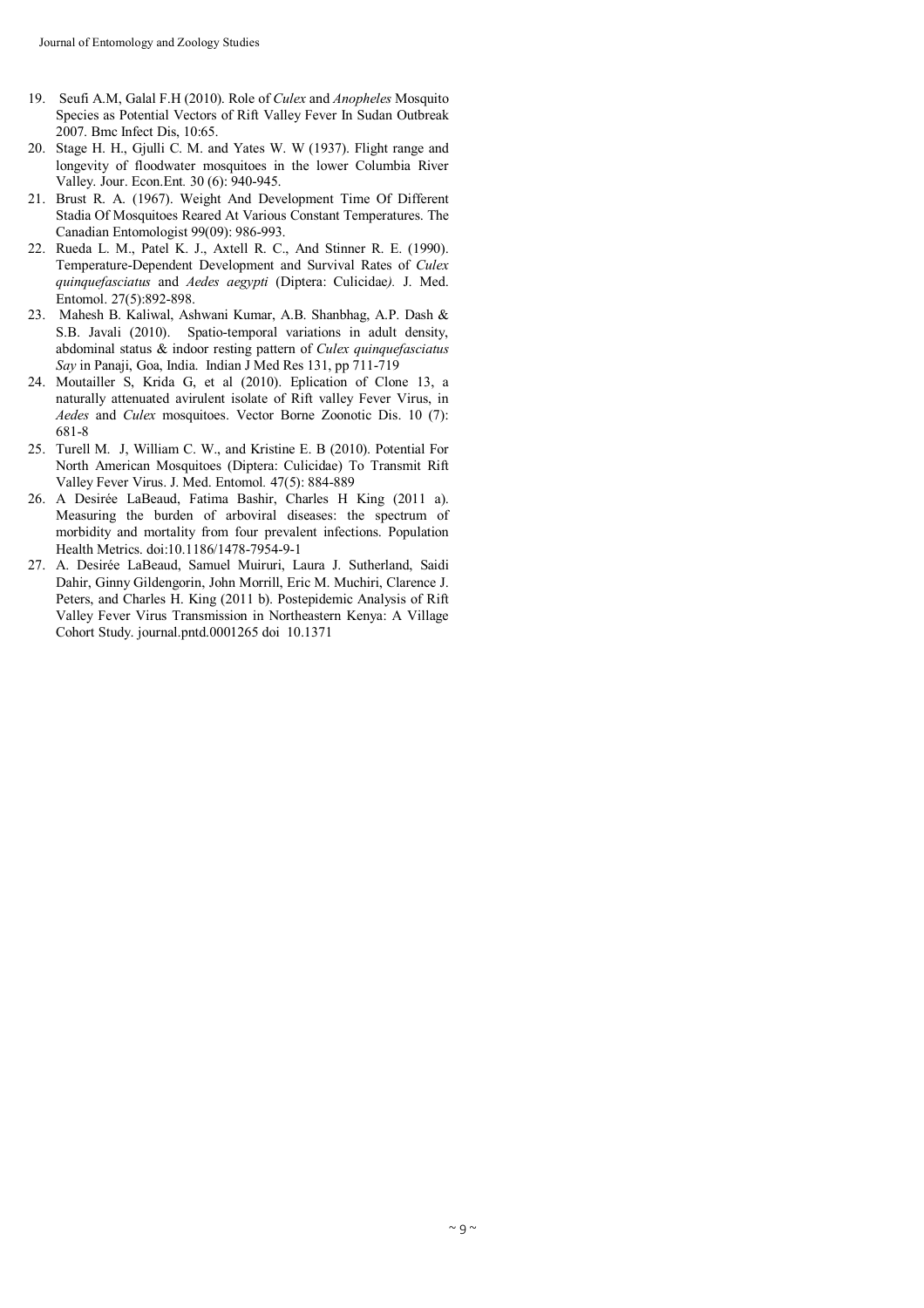19. Seufi A.M, Galal F.H (2010). Role of *Culex* and *Anopheles* Mosquito Species as Potential Vectors of Rift Valley Fever In Sudan Outbreak 2007. Bmc Infect Dis, 10:65.
20. Stage H. H., Gjulli C. M. and Yates W. W (1937). Flight range and longevity of floodwater mosquitoes in the lower Columbia River Valley. Jour. Econ.Ent. 30 (6): 940-945.
21. Brust R. A. (1967). Weight And Development Time Of Different Stadia Of Mosquitoes Reared At Various Constant Temperatures. The Canadian Entomologist 99(09): 986-993.
22. Rueda L. M., Patel K. J., Axtell R. C., And Stinner R. E. (1990). Temperature-Dependent Development and Survival Rates of *Culex quinquefasciatus* and *Aedes aegypti* (Diptera: Culicidae*).* J. Med. Entomol. 27(5):892-898.
23. Mahesh B. Kaliwal, Ashwani Kumar, A.B. Shanbhag, A.P. Dash & S.B. Javali (2010). Spatio-temporal variations in adult density, abdominal status & indoor resting pattern of *Culex quinquefasciatus Say* in Panaji, Goa, India. Indian J Med Res 131, pp 711-719
24. Moutailler S, Krida G, et al (2010). Eplication of Clone 13, a naturally attenuated avirulent isolate of Rift valley Fever Virus, in *Aedes* and *Culex* mosquitoes. Vector Borne Zoonotic Dis. 10 (7): 681-8
25. Turell M. J, William C. W., and Kristine E. B (2010). Potential For North American Mosquitoes (Diptera: Culicidae) To Transmit Rift Valley Fever Virus. J. Med. Entomol. 47(5): 884-889
26. A Desirée LaBeaud, Fatima Bashir, Charles H King (2011 a). Measuring the burden of arboviral diseases: the spectrum of morbidity and mortality from four prevalent infections. Population Health Metrics. doi:10.1186/1478-7954-9-1
27. A. Desirée LaBeaud, Samuel Muiruri, Laura J. Sutherland, Saidi Dahir, Ginny Gildengorin, John Morrill, Eric M. Muchiri, Clarence J. Peters, and Charles H. King (2011 b). Postepidemic Analysis of Rift Valley Fever Virus Transmission in Northeastern Kenya: A Village Cohort Study. journal.pntd.0001265 doi 10.1371